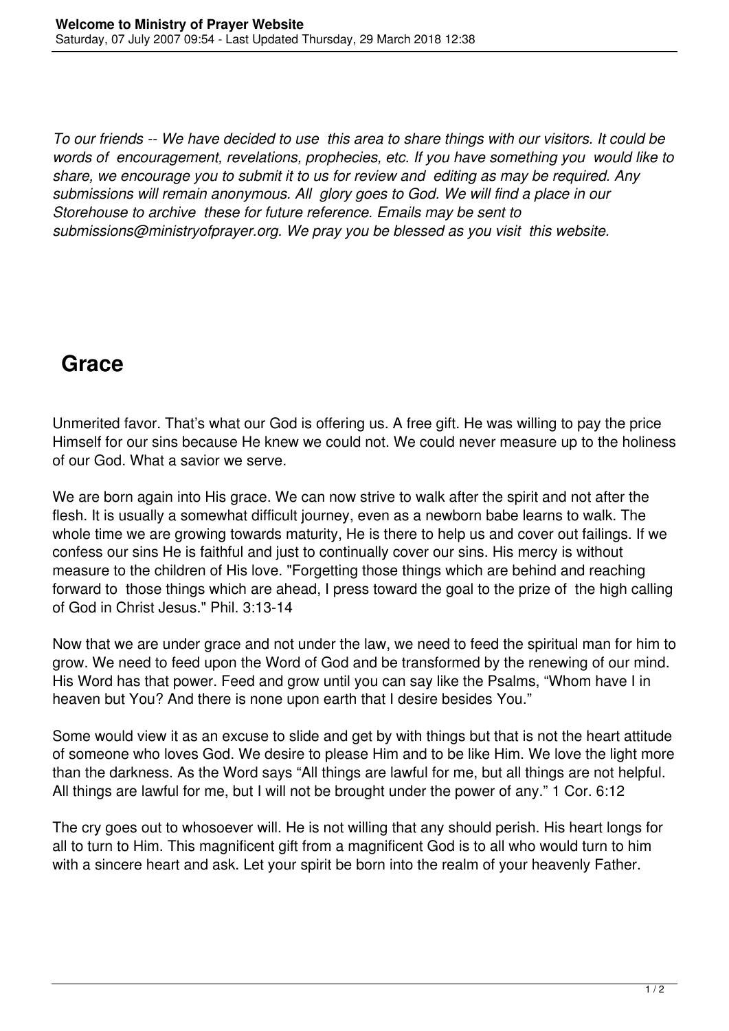*To our friends -- We have decided to use this area to share things with our visitors. It could be words of encouragement, revelations, prophecies, etc. If you have something you would like to share, we encourage you to submit it to us for review and editing as may be required. Any submissions will remain anonymous. All glory goes to God. We will find a place in our Storehouse to archive these for future reference. Emails may be sent to submissions@ministryofprayer.org. We pray you be blessed as you visit this website.*

## Grace

Unmerited favor. That's what our God is offering us. A free gift. He was willing to pay the price Himself for our sins because He knew we could not. We could never measure up to the holiness of our God. What a savior we serve.

We are born again into His grace. We can now strive to walk after the spirit and not after the flesh. It is usually a somewhat difficult journey, even as a newborn babe learns to walk. The whole time we are growing towards maturity, He is there to help us and cover out failings. If we confess our sins He is faithful and just to continually cover our sins. His mercy is without measure to the children of His love. "Forgetting those things which are behind and reaching forward to those things which are ahead, I press toward the goal to the prize of the high calling of God in Christ Jesus." Phil. 3:13-14

Now that we are under grace and not under the law, we need to feed the spiritual man for him to grow. We need to feed upon the Word of God and be transformed by the renewing of our mind. His Word has that power. Feed and grow until you can say like the Psalms, "Whom have I in heaven but You? And there is none upon earth that I desire besides You."

Some would view it as an excuse to slide and get by with things but that is not the heart attitude of someone who loves God. We desire to please Him and to be like Him. We love the light more than the darkness. As the Word says "All things are lawful for me, but all things are not helpful. All things are lawful for me, but I will not be brought under the power of any." 1 Cor. 6:12

The cry goes out to whosoever will. He is not willing that any should perish. His heart longs for all to turn to Him. This magnificent gift from a magnificent God is to all who would turn to him with a sincere heart and ask. Let your spirit be born into the realm of your heavenly Father.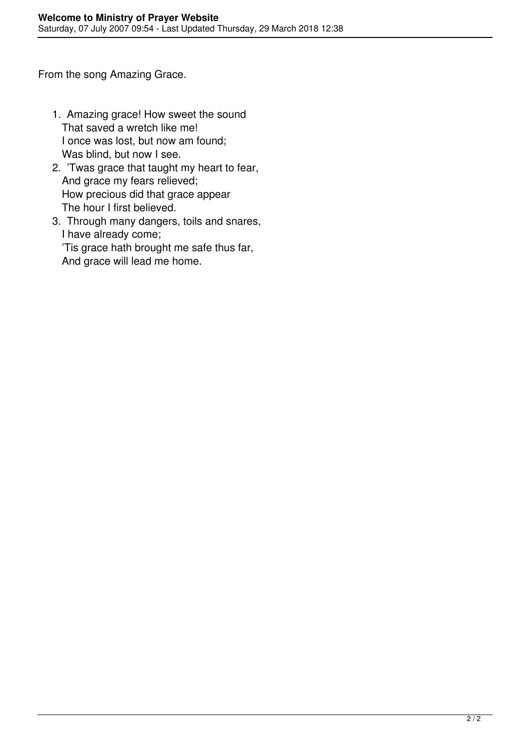From the song Amazing Grace.

1. Amazing grace! How sweet the sound
   That saved a wretch like me!
   I once was lost, but now am found;
   Was blind, but now I see.
2. 'Twas grace that taught my heart to fear,
   And grace my fears relieved;
   How precious did that grace appear
   The hour I first believed.
3. Through many dangers, toils and snares,
   I have already come;
   'Tis grace hath brought me safe thus far,
   And grace will lead me home.